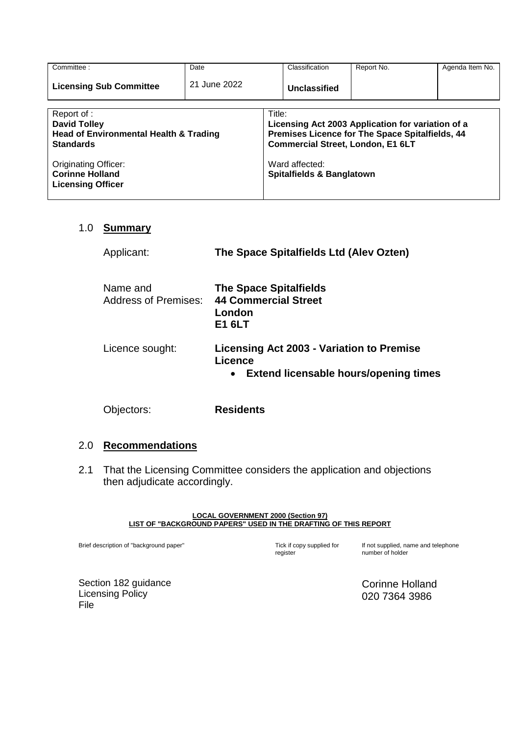| Committee : | Date | Classification | Report No. | Agenda Item No. |
|---|---|---|---|---|
| **Licensing Sub Committee** | 21 June 2022 | **Unclassified** | | |

| | |
|---|---|
| Report of :<br>**David Tolley**<br>**Head of Environmental Health & Trading Standards** | Title:<br>**Licensing Act 2003 Application for variation of a Premises Licence for The Space Spitalfields, 44 Commercial Street, London, E1 6LT** |
| Originating Officer:<br>**Corinne Holland**<br>**Licensing Officer** | Ward affected:<br>**Spitalfields & Banglatown** |

## 1.0 Summary

Applicant: **The Space Spitalfields Ltd (Alev Ozten)**

Name and Address of Premises: **The Space Spitalfields**
**44 Commercial Street**
**London**
**E1 6LT**

Licence sought: **Licensing Act 2003 - Variation to Premise Licence**

- **Extend licensable hours/opening times**

Objectors: **Residents**

## 2.0 Recommendations

2.1 That the Licensing Committee considers the application and objections then adjudicate accordingly.

**LOCAL GOVERNMENT 2000 (Section 97)**
**LIST OF "BACKGROUND PAPERS" USED IN THE DRAFTING OF THIS REPORT**

| Brief description of "background paper" | Tick if copy supplied for register | If not supplied, name and telephone number of holder |
|---|---|---|
| Section 182 guidance<br>Licensing Policy<br>File | | Corinne Holland<br>020 7364 3986 |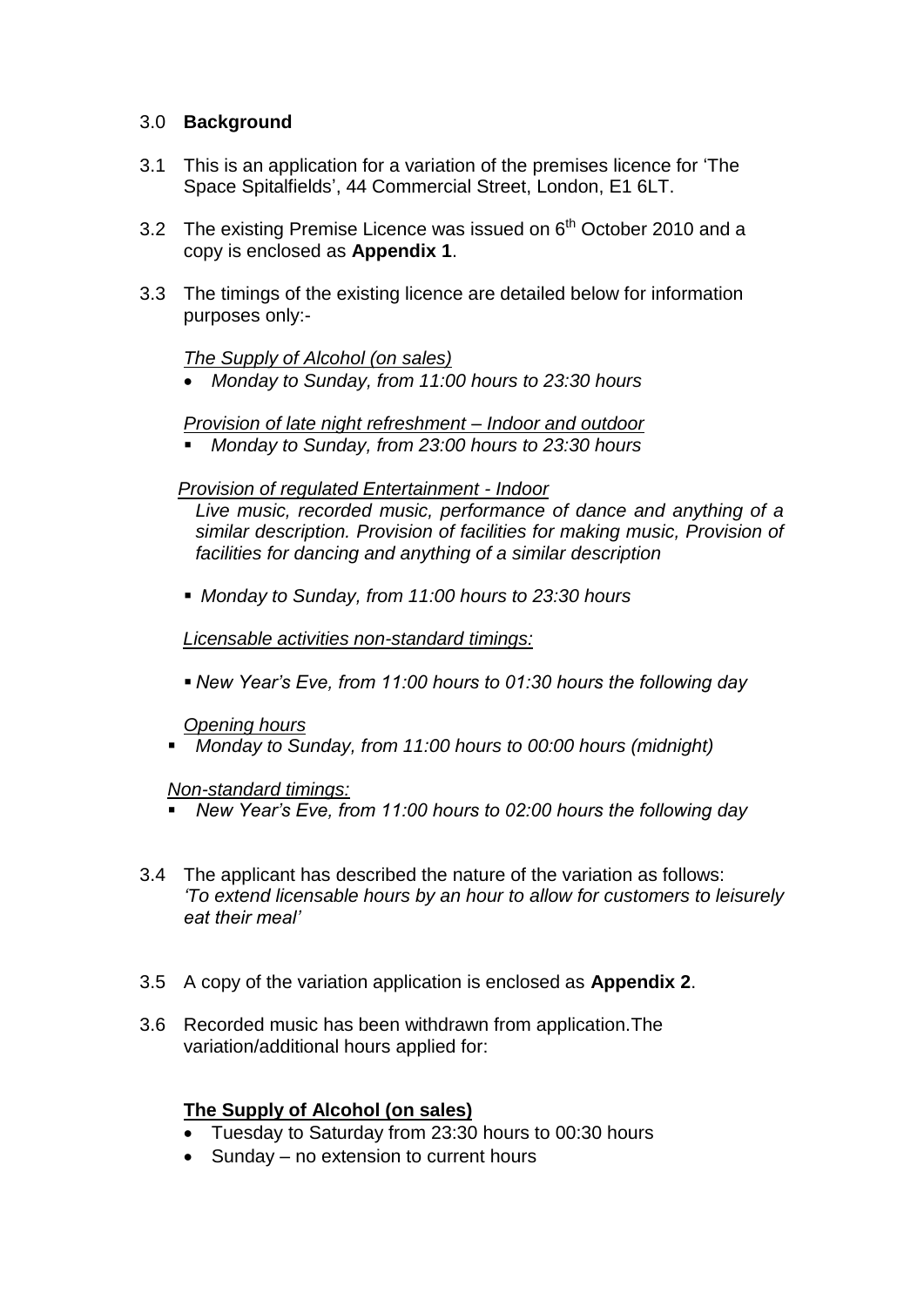## 3.0 **Background**

3.1 This is an application for a variation of the premises licence for 'The Space Spitalfields', 44 Commercial Street, London, E1 6LT.

3.2 The existing Premise Licence was issued on 6th October 2010 and a copy is enclosed as **Appendix 1**.

3.3 The timings of the existing licence are detailed below for information purposes only:-

*<u>The Supply of Alcohol (on sales)</u>*

- *Monday to Sunday, from 11:00 hours to 23:30 hours*

*<u>Provision of late night refreshment – Indoor and outdoor</u>*

- *Monday to Sunday, from 23:00 hours to 23:30 hours*

*<u>Provision of regulated Entertainment - Indoor</u>*

*Live music, recorded music, performance of dance and anything of a similar description. Provision of facilities for making music, Provision of facilities for dancing and anything of a similar description*

- *Monday to Sunday, from 11:00 hours to 23:30 hours*

*<u>Licensable activities non-standard timings:</u>*

- *New Year's Eve, from 11:00 hours to 01:30 hours the following day*

*<u>Opening hours</u>*

- *Monday to Sunday, from 11:00 hours to 00:00 hours (midnight)*

*<u>Non-standard timings:</u>*

- *New Year's Eve, from 11:00 hours to 02:00 hours the following day*

3.4 The applicant has described the nature of the variation as follows: *'To extend licensable hours by an hour to allow for customers to leisurely eat their meal'*

3.5 A copy of the variation application is enclosed as **Appendix 2**.

3.6 Recorded music has been withdrawn from application.The variation/additional hours applied for:

**<u>The Supply of Alcohol (on sales)</u>**

- Tuesday to Saturday from 23:30 hours to 00:30 hours
- Sunday – no extension to current hours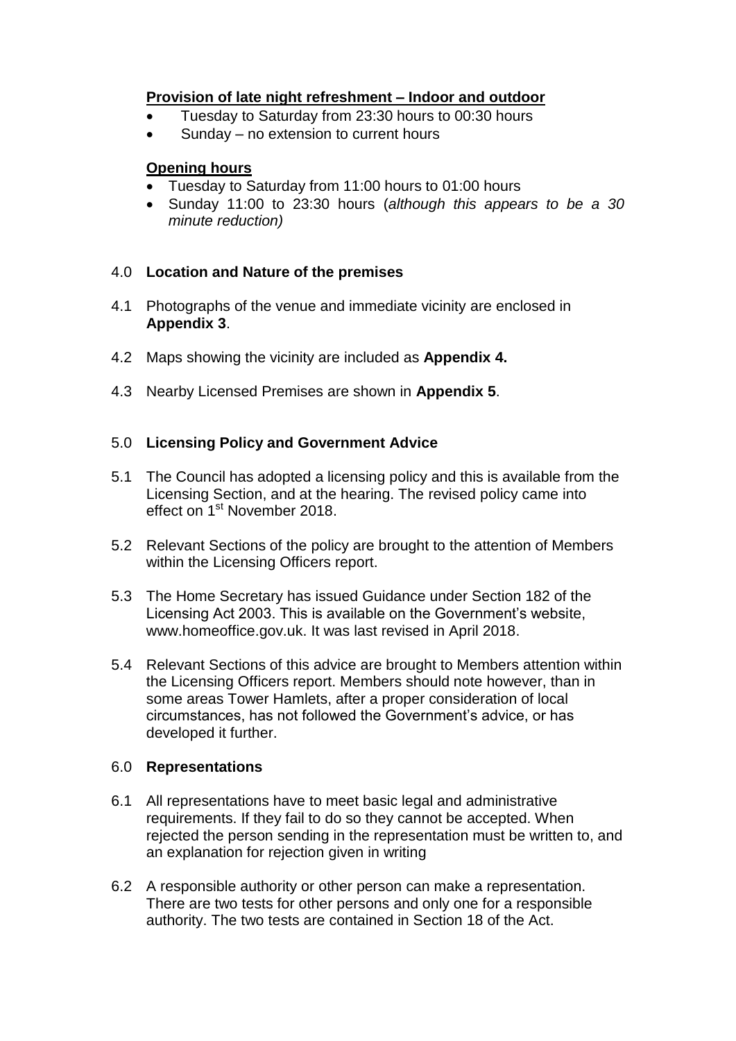**Provision of late night refreshment – Indoor and outdoor**

- Tuesday to Saturday from 23:30 hours to 00:30 hours
- Sunday – no extension to current hours

**Opening hours**

- Tuesday to Saturday from 11:00 hours to 01:00 hours
- Sunday 11:00 to 23:30 hours (*although this appears to be a 30 minute reduction)*

## 4.0 Location and Nature of the premises

4.1 Photographs of the venue and immediate vicinity are enclosed in **Appendix 3**.

4.2 Maps showing the vicinity are included as **Appendix 4.**

4.3 Nearby Licensed Premises are shown in **Appendix 5**.

## 5.0 Licensing Policy and Government Advice

5.1 The Council has adopted a licensing policy and this is available from the Licensing Section, and at the hearing. The revised policy came into effect on 1st November 2018.

5.2 Relevant Sections of the policy are brought to the attention of Members within the Licensing Officers report.

5.3 The Home Secretary has issued Guidance under Section 182 of the Licensing Act 2003. This is available on the Government's website, www.homeoffice.gov.uk. It was last revised in April 2018.

5.4 Relevant Sections of this advice are brought to Members attention within the Licensing Officers report. Members should note however, than in some areas Tower Hamlets, after a proper consideration of local circumstances, has not followed the Government's advice, or has developed it further.

## 6.0 Representations

6.1 All representations have to meet basic legal and administrative requirements. If they fail to do so they cannot be accepted. When rejected the person sending in the representation must be written to, and an explanation for rejection given in writing

6.2 A responsible authority or other person can make a representation. There are two tests for other persons and only one for a responsible authority. The two tests are contained in Section 18 of the Act.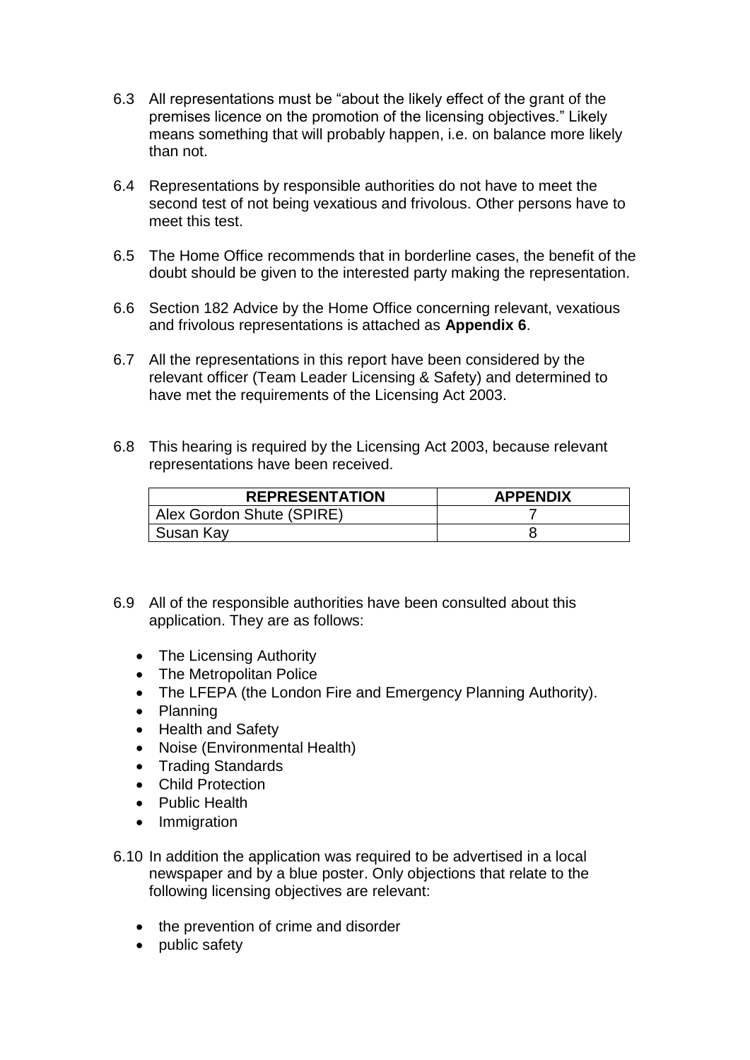6.3 All representations must be "about the likely effect of the grant of the premises licence on the promotion of the licensing objectives." Likely means something that will probably happen, i.e. on balance more likely than not.

6.4 Representations by responsible authorities do not have to meet the second test of not being vexatious and frivolous. Other persons have to meet this test.

6.5 The Home Office recommends that in borderline cases, the benefit of the doubt should be given to the interested party making the representation.

6.6 Section 182 Advice by the Home Office concerning relevant, vexatious and frivolous representations is attached as **Appendix 6**.

6.7 All the representations in this report have been considered by the relevant officer (Team Leader Licensing & Safety) and determined to have met the requirements of the Licensing Act 2003.

6.8 This hearing is required by the Licensing Act 2003, because relevant representations have been received.

| REPRESENTATION | APPENDIX |
|---|---|
| Alex Gordon Shute (SPIRE) | 7 |
| Susan Kay | 8 |

6.9 All of the responsible authorities have been consulted about this application. They are as follows:

- The Licensing Authority
- The Metropolitan Police
- The LFEPA (the London Fire and Emergency Planning Authority).
- Planning
- Health and Safety
- Noise (Environmental Health)
- Trading Standards
- Child Protection
- Public Health
- Immigration

6.10 In addition the application was required to be advertised in a local newspaper and by a blue poster. Only objections that relate to the following licensing objectives are relevant:

- the prevention of crime and disorder
- public safety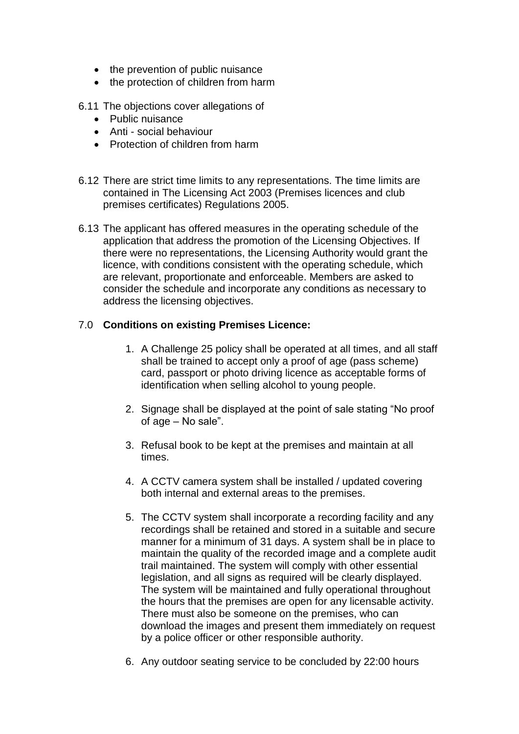- the prevention of public nuisance
- the protection of children from harm

6.11 The objections cover allegations of
- Public nuisance
- Anti - social behaviour
- Protection of children from harm

6.12 There are strict time limits to any representations. The time limits are contained in The Licensing Act 2003 (Premises licences and club premises certificates) Regulations 2005.

6.13 The applicant has offered measures in the operating schedule of the application that address the promotion of the Licensing Objectives. If there were no representations, the Licensing Authority would grant the licence, with conditions consistent with the operating schedule, which are relevant, proportionate and enforceable. Members are asked to consider the schedule and incorporate any conditions as necessary to address the licensing objectives.

7.0 **Conditions on existing Premises Licence:**

1. A Challenge 25 policy shall be operated at all times, and all staff shall be trained to accept only a proof of age (pass scheme) card, passport or photo driving licence as acceptable forms of identification when selling alcohol to young people.

2. Signage shall be displayed at the point of sale stating "No proof of age – No sale".

3. Refusal book to be kept at the premises and maintain at all times.

4. A CCTV camera system shall be installed / updated covering both internal and external areas to the premises.

5. The CCTV system shall incorporate a recording facility and any recordings shall be retained and stored in a suitable and secure manner for a minimum of 31 days. A system shall be in place to maintain the quality of the recorded image and a complete audit trail maintained. The system will comply with other essential legislation, and all signs as required will be clearly displayed. The system will be maintained and fully operational throughout the hours that the premises are open for any licensable activity. There must also be someone on the premises, who can download the images and present them immediately on request by a police officer or other responsible authority.

6. Any outdoor seating service to be concluded by 22:00 hours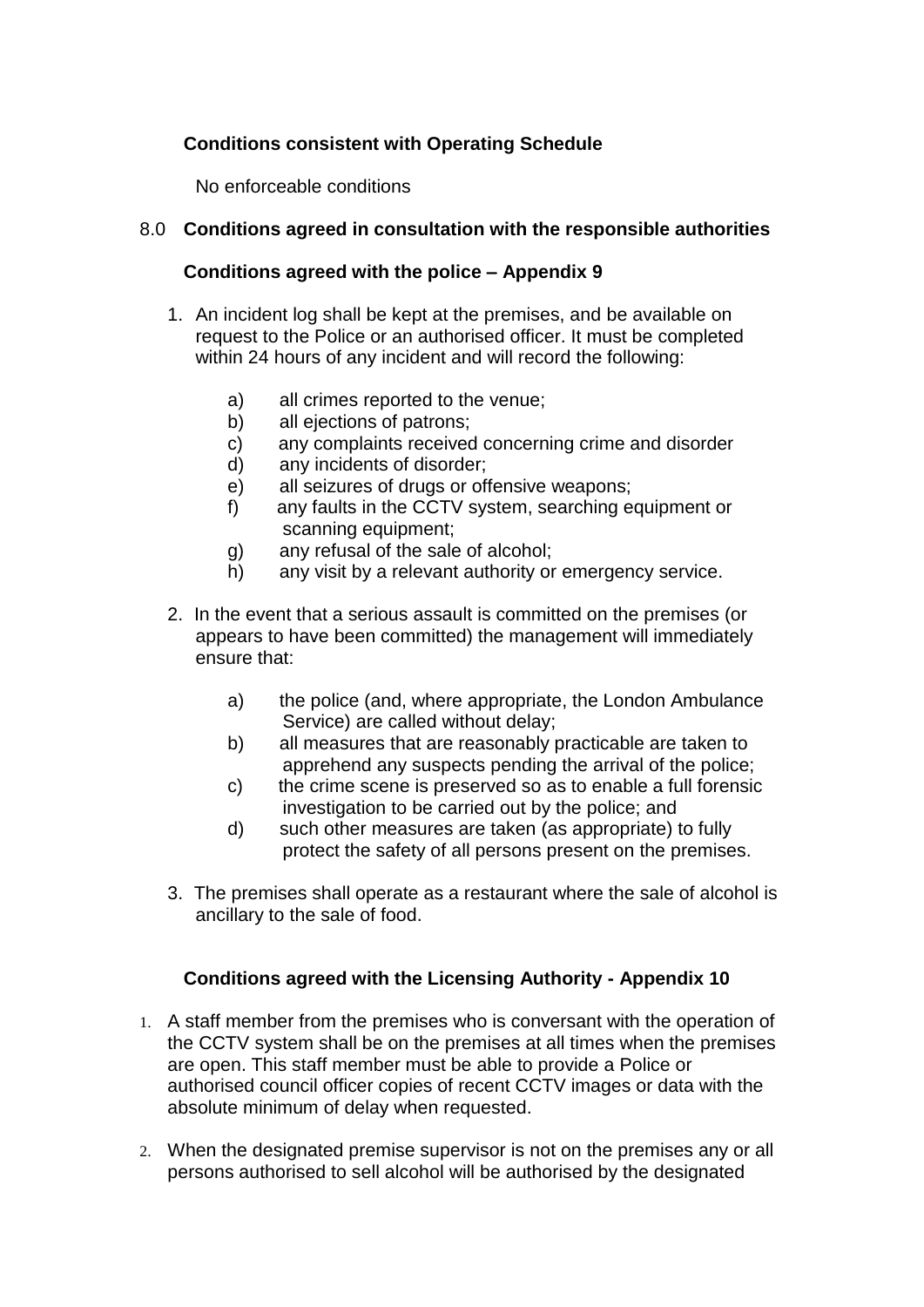**Conditions consistent with Operating Schedule**

No enforceable conditions

## 8.0 Conditions agreed in consultation with the responsible authorities

**Conditions agreed with the police – Appendix 9**

1. An incident log shall be kept at the premises, and be available on request to the Police or an authorised officer. It must be completed within 24 hours of any incident and will record the following:

   a) all crimes reported to the venue;
   b) all ejections of patrons;
   c) any complaints received concerning crime and disorder
   d) any incidents of disorder;
   e) all seizures of drugs or offensive weapons;
   f) any faults in the CCTV system, searching equipment or scanning equipment;
   g) any refusal of the sale of alcohol;
   h) any visit by a relevant authority or emergency service.

2. In the event that a serious assault is committed on the premises (or appears to have been committed) the management will immediately ensure that:

   a) the police (and, where appropriate, the London Ambulance Service) are called without delay;
   b) all measures that are reasonably practicable are taken to apprehend any suspects pending the arrival of the police;
   c) the crime scene is preserved so as to enable a full forensic investigation to be carried out by the police; and
   d) such other measures are taken (as appropriate) to fully protect the safety of all persons present on the premises.

3. The premises shall operate as a restaurant where the sale of alcohol is ancillary to the sale of food.

**Conditions agreed with the Licensing Authority - Appendix 10**

1. A staff member from the premises who is conversant with the operation of the CCTV system shall be on the premises at all times when the premises are open. This staff member must be able to provide a Police or authorised council officer copies of recent CCTV images or data with the absolute minimum of delay when requested.

2. When the designated premise supervisor is not on the premises any or all persons authorised to sell alcohol will be authorised by the designated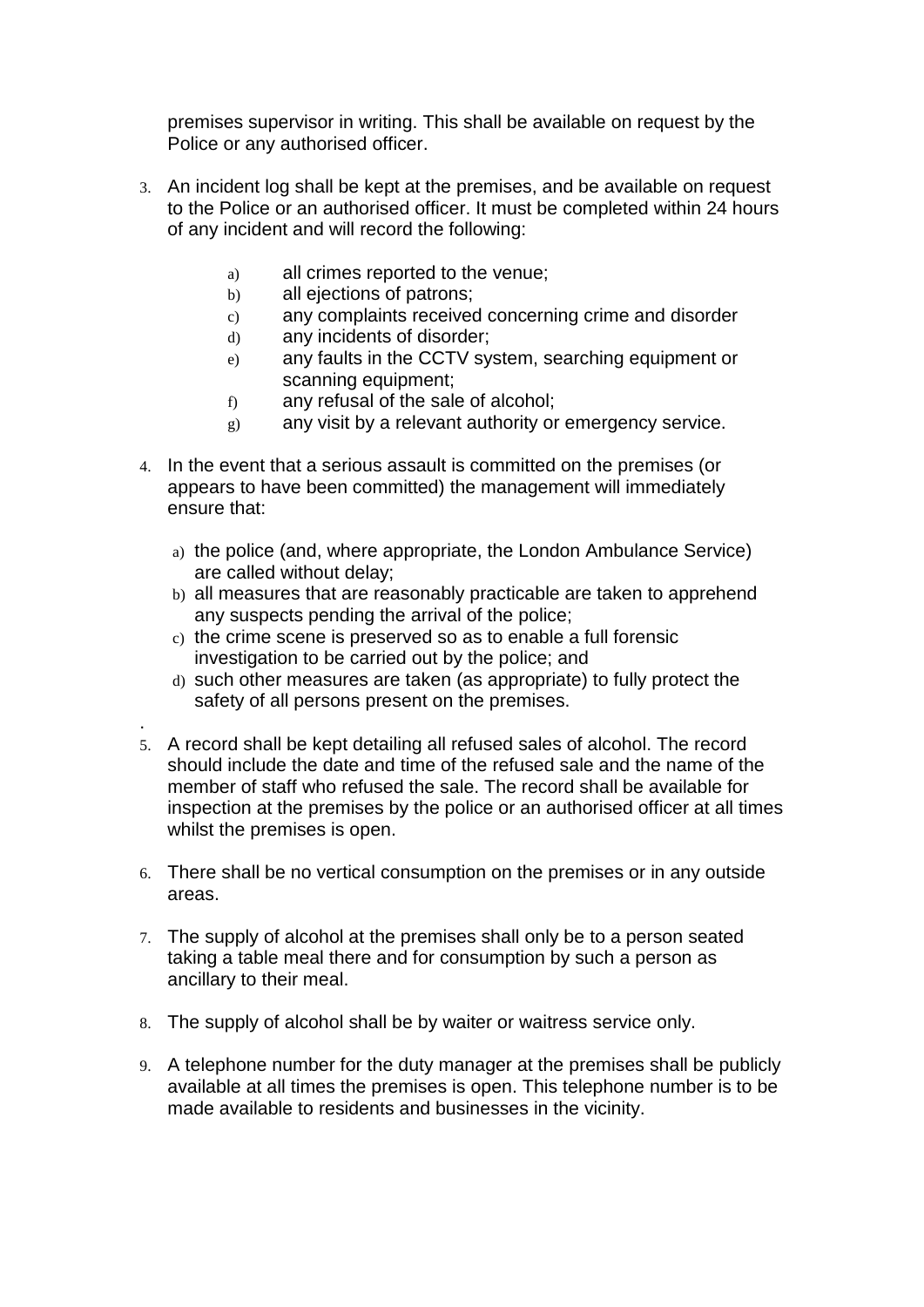premises supervisor in writing. This shall be available on request by the Police or any authorised officer.

3. An incident log shall be kept at the premises, and be available on request to the Police or an authorised officer. It must be completed within 24 hours of any incident and will record the following:

    a) all crimes reported to the venue;
    b) all ejections of patrons;
    c) any complaints received concerning crime and disorder
    d) any incidents of disorder;
    e) any faults in the CCTV system, searching equipment or scanning equipment;
    f) any refusal of the sale of alcohol;
    g) any visit by a relevant authority or emergency service.

4. In the event that a serious assault is committed on the premises (or appears to have been committed) the management will immediately ensure that:

    a) the police (and, where appropriate, the London Ambulance Service) are called without delay;
    b) all measures that are reasonably practicable are taken to apprehend any suspects pending the arrival of the police;
    c) the crime scene is preserved so as to enable a full forensic investigation to be carried out by the police; and
    d) such other measures are taken (as appropriate) to fully protect the safety of all persons present on the premises.

.

5. A record shall be kept detailing all refused sales of alcohol. The record should include the date and time of the refused sale and the name of the member of staff who refused the sale. The record shall be available for inspection at the premises by the police or an authorised officer at all times whilst the premises is open.

6. There shall be no vertical consumption on the premises or in any outside areas.

7. The supply of alcohol at the premises shall only be to a person seated taking a table meal there and for consumption by such a person as ancillary to their meal.

8. The supply of alcohol shall be by waiter or waitress service only.

9. A telephone number for the duty manager at the premises shall be publicly available at all times the premises is open. This telephone number is to be made available to residents and businesses in the vicinity.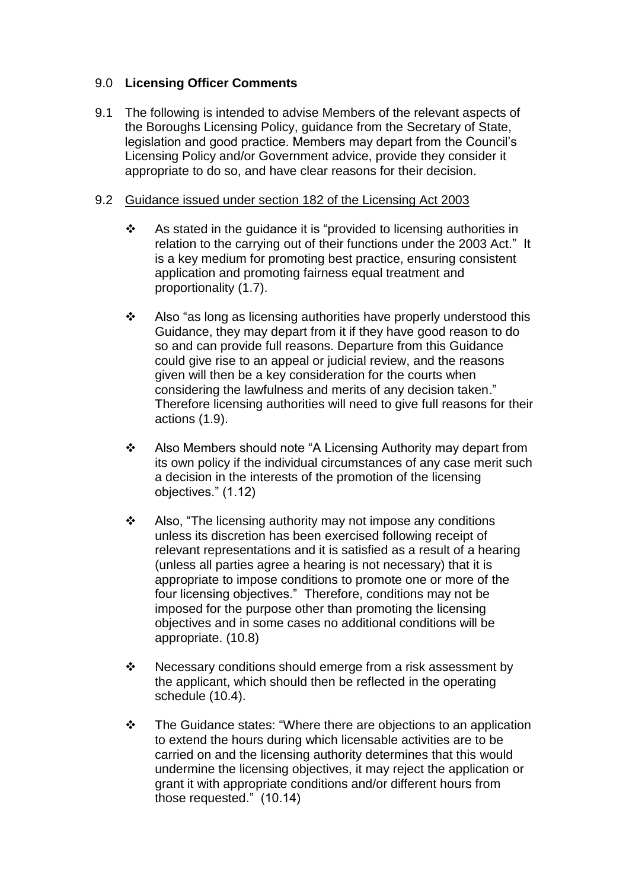## 9.0 **Licensing Officer Comments**

9.1 The following is intended to advise Members of the relevant aspects of the Boroughs Licensing Policy, guidance from the Secretary of State, legislation and good practice. Members may depart from the Council's Licensing Policy and/or Government advice, provide they consider it appropriate to do so, and have clear reasons for their decision.

9.2 Guidance issued under section 182 of the Licensing Act 2003

- As stated in the guidance it is "provided to licensing authorities in relation to the carrying out of their functions under the 2003 Act." It is a key medium for promoting best practice, ensuring consistent application and promoting fairness equal treatment and proportionality (1.7).

- Also "as long as licensing authorities have properly understood this Guidance, they may depart from it if they have good reason to do so and can provide full reasons. Departure from this Guidance could give rise to an appeal or judicial review, and the reasons given will then be a key consideration for the courts when considering the lawfulness and merits of any decision taken." Therefore licensing authorities will need to give full reasons for their actions (1.9).

- Also Members should note "A Licensing Authority may depart from its own policy if the individual circumstances of any case merit such a decision in the interests of the promotion of the licensing objectives." (1.12)

- Also, "The licensing authority may not impose any conditions unless its discretion has been exercised following receipt of relevant representations and it is satisfied as a result of a hearing (unless all parties agree a hearing is not necessary) that it is appropriate to impose conditions to promote one or more of the four licensing objectives." Therefore, conditions may not be imposed for the purpose other than promoting the licensing objectives and in some cases no additional conditions will be appropriate. (10.8)

- Necessary conditions should emerge from a risk assessment by the applicant, which should then be reflected in the operating schedule (10.4).

- The Guidance states: "Where there are objections to an application to extend the hours during which licensable activities are to be carried on and the licensing authority determines that this would undermine the licensing objectives, it may reject the application or grant it with appropriate conditions and/or different hours from those requested." (10.14)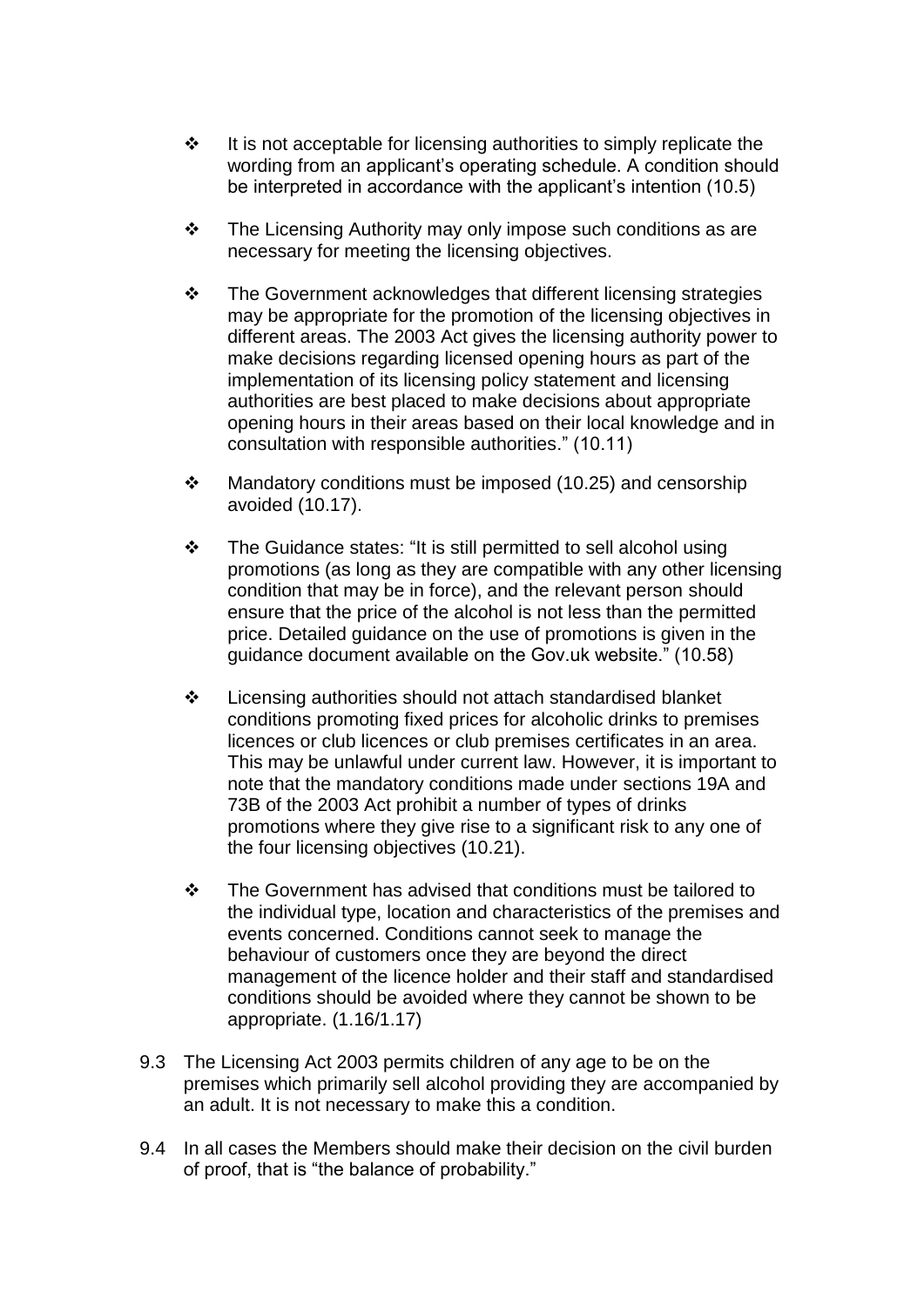- It is not acceptable for licensing authorities to simply replicate the wording from an applicant's operating schedule. A condition should be interpreted in accordance with the applicant's intention (10.5)

- The Licensing Authority may only impose such conditions as are necessary for meeting the licensing objectives.

- The Government acknowledges that different licensing strategies may be appropriate for the promotion of the licensing objectives in different areas. The 2003 Act gives the licensing authority power to make decisions regarding licensed opening hours as part of the implementation of its licensing policy statement and licensing authorities are best placed to make decisions about appropriate opening hours in their areas based on their local knowledge and in consultation with responsible authorities." (10.11)

- Mandatory conditions must be imposed (10.25) and censorship avoided (10.17).

- The Guidance states: "It is still permitted to sell alcohol using promotions (as long as they are compatible with any other licensing condition that may be in force), and the relevant person should ensure that the price of the alcohol is not less than the permitted price. Detailed guidance on the use of promotions is given in the guidance document available on the Gov.uk website." (10.58)

- Licensing authorities should not attach standardised blanket conditions promoting fixed prices for alcoholic drinks to premises licences or club licences or club premises certificates in an area. This may be unlawful under current law. However, it is important to note that the mandatory conditions made under sections 19A and 73B of the 2003 Act prohibit a number of types of drinks promotions where they give rise to a significant risk to any one of the four licensing objectives (10.21).

- The Government has advised that conditions must be tailored to the individual type, location and characteristics of the premises and events concerned. Conditions cannot seek to manage the behaviour of customers once they are beyond the direct management of the licence holder and their staff and standardised conditions should be avoided where they cannot be shown to be appropriate. (1.16/1.17)

9.3 The Licensing Act 2003 permits children of any age to be on the premises which primarily sell alcohol providing they are accompanied by an adult. It is not necessary to make this a condition.

9.4 In all cases the Members should make their decision on the civil burden of proof, that is "the balance of probability."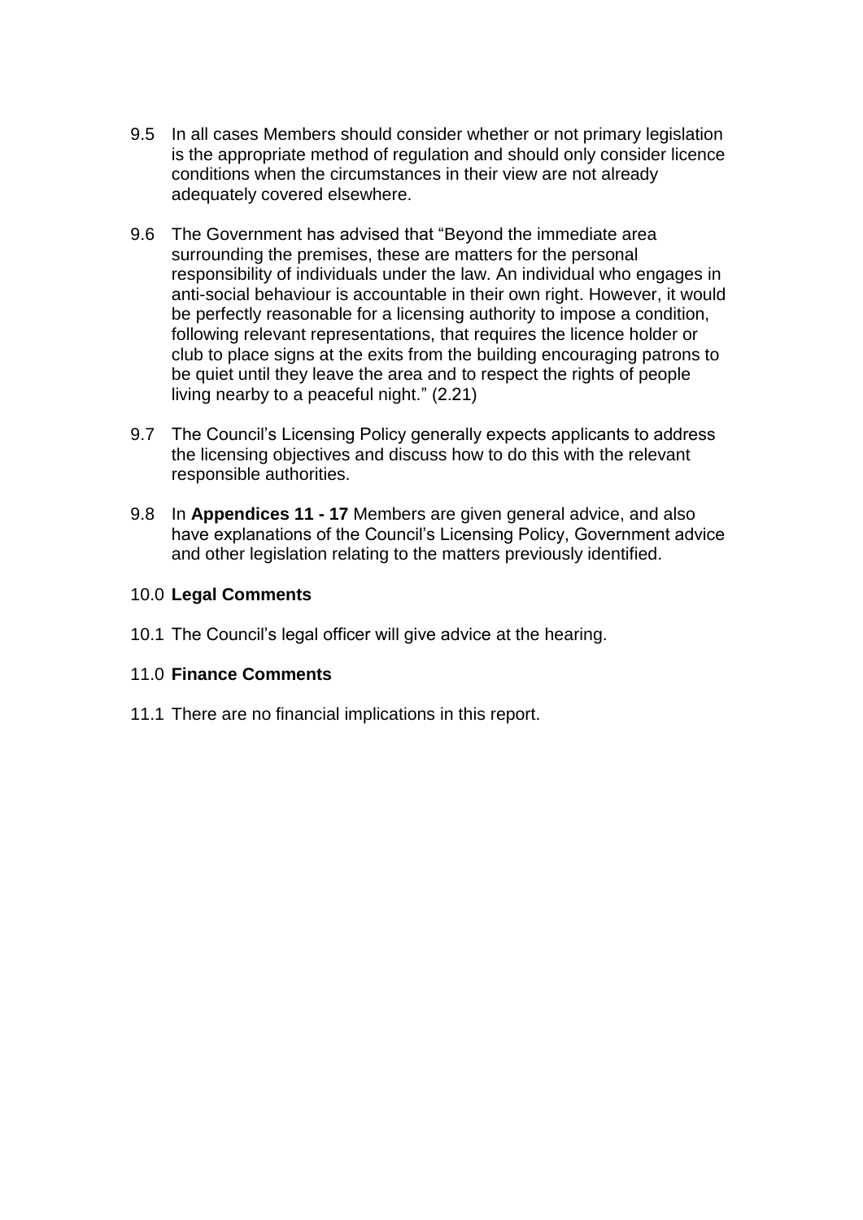9.5 In all cases Members should consider whether or not primary legislation is the appropriate method of regulation and should only consider licence conditions when the circumstances in their view are not already adequately covered elsewhere.

9.6 The Government has advised that "Beyond the immediate area surrounding the premises, these are matters for the personal responsibility of individuals under the law. An individual who engages in anti-social behaviour is accountable in their own right. However, it would be perfectly reasonable for a licensing authority to impose a condition, following relevant representations, that requires the licence holder or club to place signs at the exits from the building encouraging patrons to be quiet until they leave the area and to respect the rights of people living nearby to a peaceful night." (2.21)

9.7 The Council's Licensing Policy generally expects applicants to address the licensing objectives and discuss how to do this with the relevant responsible authorities.

9.8 In **Appendices 11 - 17** Members are given general advice, and also have explanations of the Council's Licensing Policy, Government advice and other legislation relating to the matters previously identified.

## 10.0 **Legal Comments**

10.1 The Council's legal officer will give advice at the hearing.

## 11.0 **Finance Comments**

11.1 There are no financial implications in this report.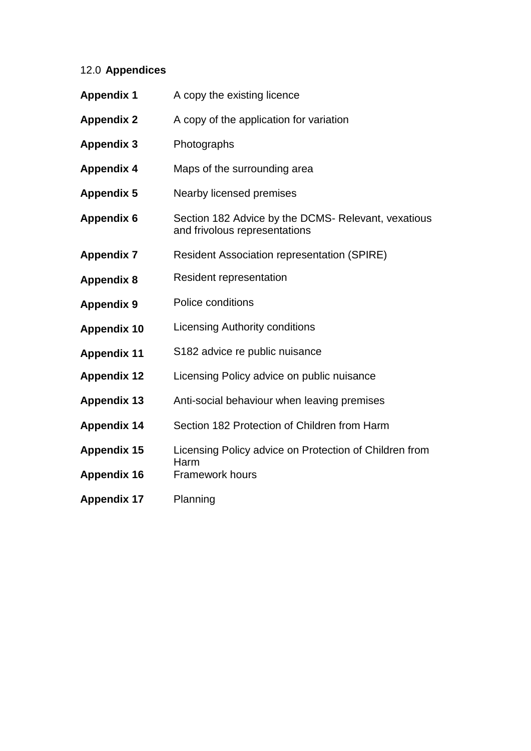## 12.0 **Appendices**

| | |
|---|---|
| **Appendix 1** | A copy the existing licence |
| **Appendix 2** | A copy of the application for variation |
| **Appendix 3** | Photographs |
| **Appendix 4** | Maps of the surrounding area |
| **Appendix 5** | Nearby licensed premises |
| **Appendix 6** | Section 182 Advice by the DCMS- Relevant, vexatious and frivolous representations |
| **Appendix 7** | Resident Association representation (SPIRE) |
| **Appendix 8** | Resident representation |
| **Appendix 9** | Police conditions |
| **Appendix 10** | Licensing Authority conditions |
| **Appendix 11** | S182 advice re public nuisance |
| **Appendix 12** | Licensing Policy advice on public nuisance |
| **Appendix 13** | Anti-social behaviour when leaving premises |
| **Appendix 14** | Section 182 Protection of Children from Harm |
| **Appendix 15** | Licensing Policy advice on Protection of Children from Harm |
| **Appendix 16** | Framework hours |
| **Appendix 17** | Planning |